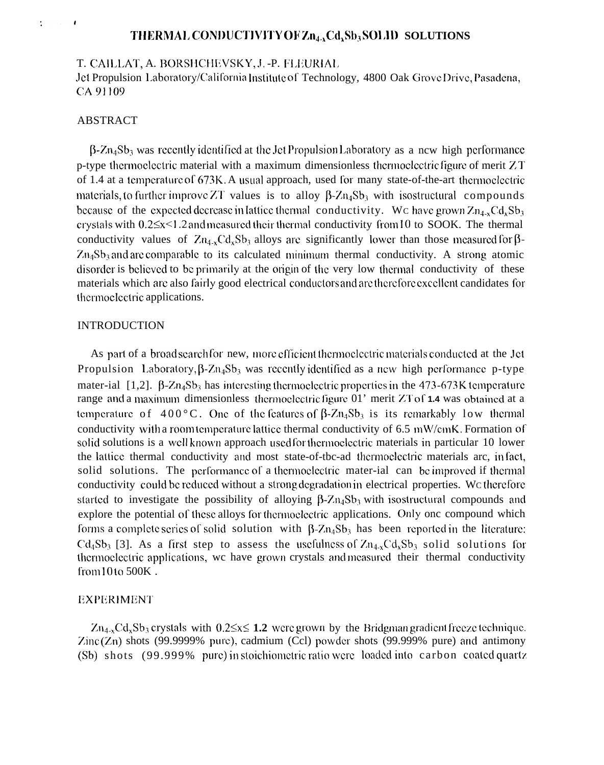# THERMAL CONDUCTIVITY OF $Zn_{4-x}Cd_xSb_3$ SOLID SOLUTIONS

T. CAILLAT, A. BORSHCHEVSKY, J.-P. FLEURIAL
Jet Propulsion Laboratory/California Institute of Technology, 4800 Oak Grove Drive, Pasadena, CA 91109

## ABSTRACT

β-$Zn_4Sb_3$ was recently identified at the Jet Propulsion Laboratory as a new high performance p-type thermoelectric material with a maximum dimensionless thermoelectric figure of merit ZT of 1.4 at a temperature of 673K. A usual approach, used for many state-of-the-art thermoelectric materials, to further improve ZT values is to alloy β-$Zn_4Sb_3$ with isostructural compounds because of the expected decrease in lattice thermal conductivity. We have grown $Zn_{4-x}Cd_xSb_3$ crystals with $0.2 \leq x < 1.2$ and measured their thermal conductivity from 10 to SOOK. The thermal conductivity values of $Zn_{4-x}Cd_xSb_3$ alloys are significantly lower than those measured for β-$Zn_4Sb_3$ and are comparable to its calculated minimum thermal conductivity. A strong atomic disorder is believed to be primarily at the origin of the very low thermal conductivity of these materials which are also fairly good electrical conductors and are therefore excellent candidates for thermoelectric applications.

## INTRODUCTION

As part of a broad search for new, more efficient thermoelectric materials conducted at the Jet Propulsion Laboratory, β-$Zn_4Sb_3$ was recently identified as a new high performance p-type mater-ial [1,2]. β-$Zn_4Sb_3$ has interesting thermoelectric properties in the 473-673K temperature range and a maximum dimensionless thermoelectric figure 01' merit ZT of **1.4** was obtained at a temperature of 400°C. One of the features of β-$Zn_4Sb_3$ is its remarkably low thermal conductivity with a room temperature lattice thermal conductivity of 6.5 mW/cmK. Formation of solid solutions is a well known approach used for thermoelectric materials in particular 10 lower the lattice thermal conductivity and most state-of-tbc-ad thermoelectric materials arc, in fact, solid solutions. The performance of a thermoelectric mater-ial can be improved if thermal conductivity could be reduced without a strong degradation in electrical properties. We therefore started to investigate the possibility of alloying β-$Zn_4Sb_3$ with isostructural compounds and explore the potential of these alloys for thermoelectric applications. Only one compound which forms a complete series of solid solution with β-$Zn_4Sb_3$ has been reported in the literature: $Cd_4Sb_3$ [3]. As a first step to assess the usefulness of $Zn_{4-x}Cd_xSb_3$ solid solutions for thermoelectric applications, we have grown crystals and measured their thermal conductivity from 10 to 500K.

## EXPERIMENT

$Zn_{4-x}Cd_xSb_3$ crystals with $0.2 \leq x \leq$ **1.2** were grown by the Bridgman gradient freeze technique. Zinc (Zn) shots (99.9999% pure), cadmium (Ccl) powder shots (99.999% pure) and antimony (Sb) shots (99.999% pure) in stoichiometric ratio were loaded into carbon coated quartz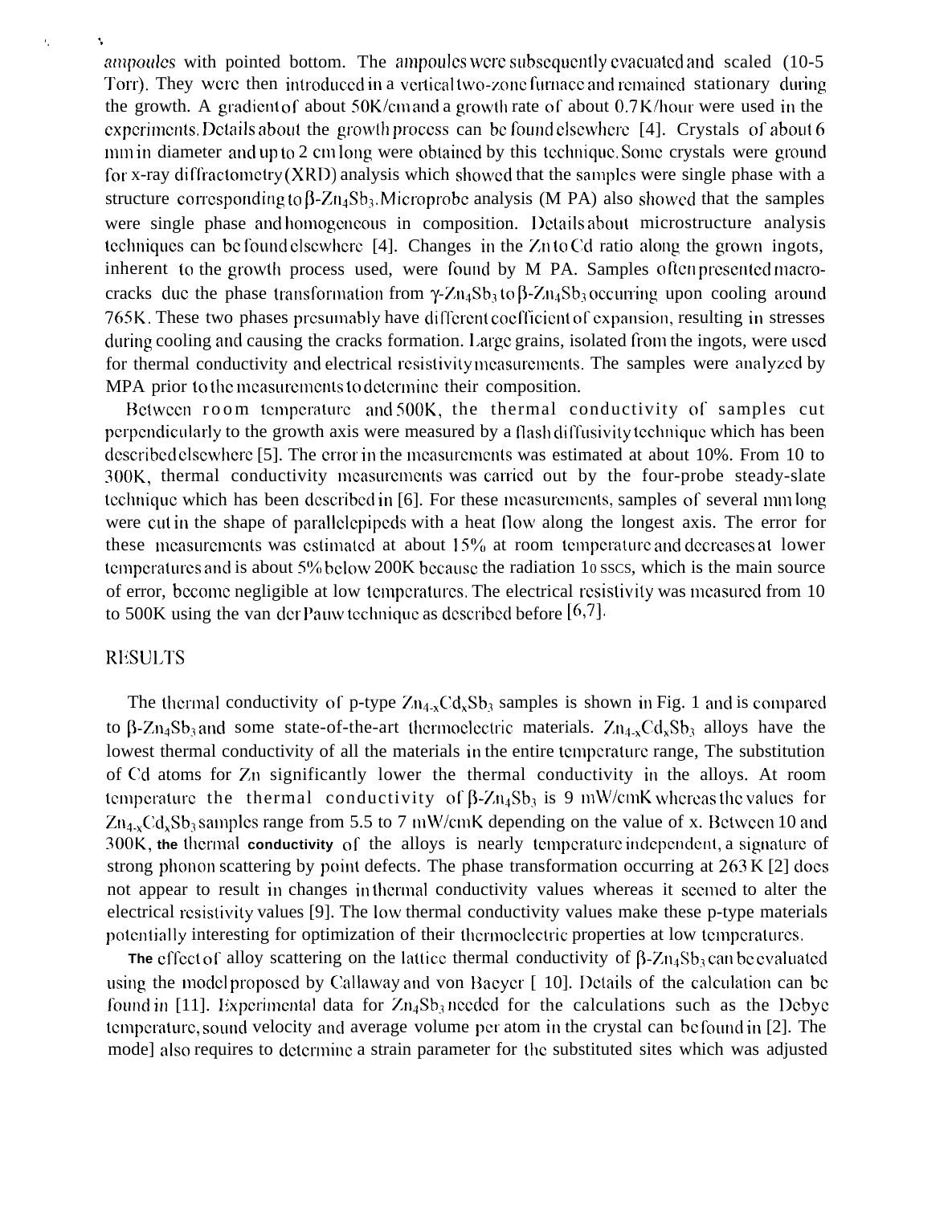ampoules with pointed bottom. The ampoules were subsequently evacuated and sealed (10-5 Torr). They were then introduced in a vertical two-zone furnace and remained stationary during the growth. A gradient of about 50K/cm and a growth rate of about 0.7K/hour were used in the experiments. Details about the growth process can be found elsewhere [4]. Crystals of about 6 mm in diameter and up to 2 cm long were obtained by this technique. Some crystals were ground for x-ray diffractometry (XRD) analysis which showed that the samples were single phase with a structure corresponding to $\beta$-$Zn_4Sb_3$. Microprobe analysis (M PA) also showed that the samples were single phase and homogeneous in composition. Details about microstructure analysis techniques can be found elsewhere [4]. Changes in the Zn to Cd ratio along the grown ingots, inherent to the growth process used, were found by M PA. Samples often presented macro-cracks due the phase transformation from $\gamma$-$Zn_4Sb_3$ to $\beta$-$Zn_4Sb_3$ occurring upon cooling around 765K. These two phases presumably have different coefficient of expansion, resulting in stresses during cooling and causing the cracks formation. Large grains, isolated from the ingots, were used for thermal conductivity and electrical resistivity measurements. The samples were analyzed by MPA prior to the measurements to determine their composition.

Between room temperature and 500K, the thermal conductivity of samples cut perpendicularly to the growth axis were measured by a flash diffusivity technique which has been described elsewhere [5]. The error in the measurements was estimated at about 10%. From 10 to 300K, thermal conductivity measurements was carried out by the four-probe steady-slate technique which has been described in [6]. For these measurements, samples of several mm long were cut in the shape of parallelepipeds with a heat flow along the longest axis. The error for these measurements was estimated at about 15% at room temperature and decreases at lower temperatures and is about 5% below 200K because the radiation 1o sscs, which is the main source of error, become negligible at low temperatures. The electrical resistivity was measured from 10 to 500K using the van der Pauw technique as described before [6,7].

## RESULTS

The thermal conductivity of p-type $Zn_{4-x}Cd_xSb_3$ samples is shown in Fig. 1 and is compared to $\beta$-$Zn_4Sb_3$ and some state-of-the-art thermoelectric materials. $Zn_{4-x}Cd_xSb_3$ alloys have the lowest thermal conductivity of all the materials in the entire temperature range, The substitution of Cd atoms for Zn significantly lower the thermal conductivity in the alloys. At room temperature the thermal conductivity of $\beta$-$Zn_4Sb_3$ is 9 mW/cmK whereas the values for $Zn_{4-x}Cd_xSb_3$ samples range from 5.5 to 7 mW/cmK depending on the value of x. Between 10 and 300K, the thermal conductivity of the alloys is nearly temperature independent, a signature of strong phonon scattering by point defects. The phase transformation occurring at 263 K [2] does not appear to result in changes in thermal conductivity values whereas it seemed to alter the electrical resistivity values [9]. The low thermal conductivity values make these p-type materials potentially interesting for optimization of their thermoelectric properties at low temperatures.

The effect of alloy scattering on the lattice thermal conductivity of $\beta$-$Zn_4Sb_3$ can be evaluated using the model proposed by Callaway and von Baeyer [ 10]. Details of the calculation can be found in [11]. Experimental data for $Zn_4Sb_3$ needed for the calculations such as the Debye temperature, sound velocity and average volume per atom in the crystal can be found in [2]. The mode] also requires to determine a strain parameter for the substituted sites which was adjusted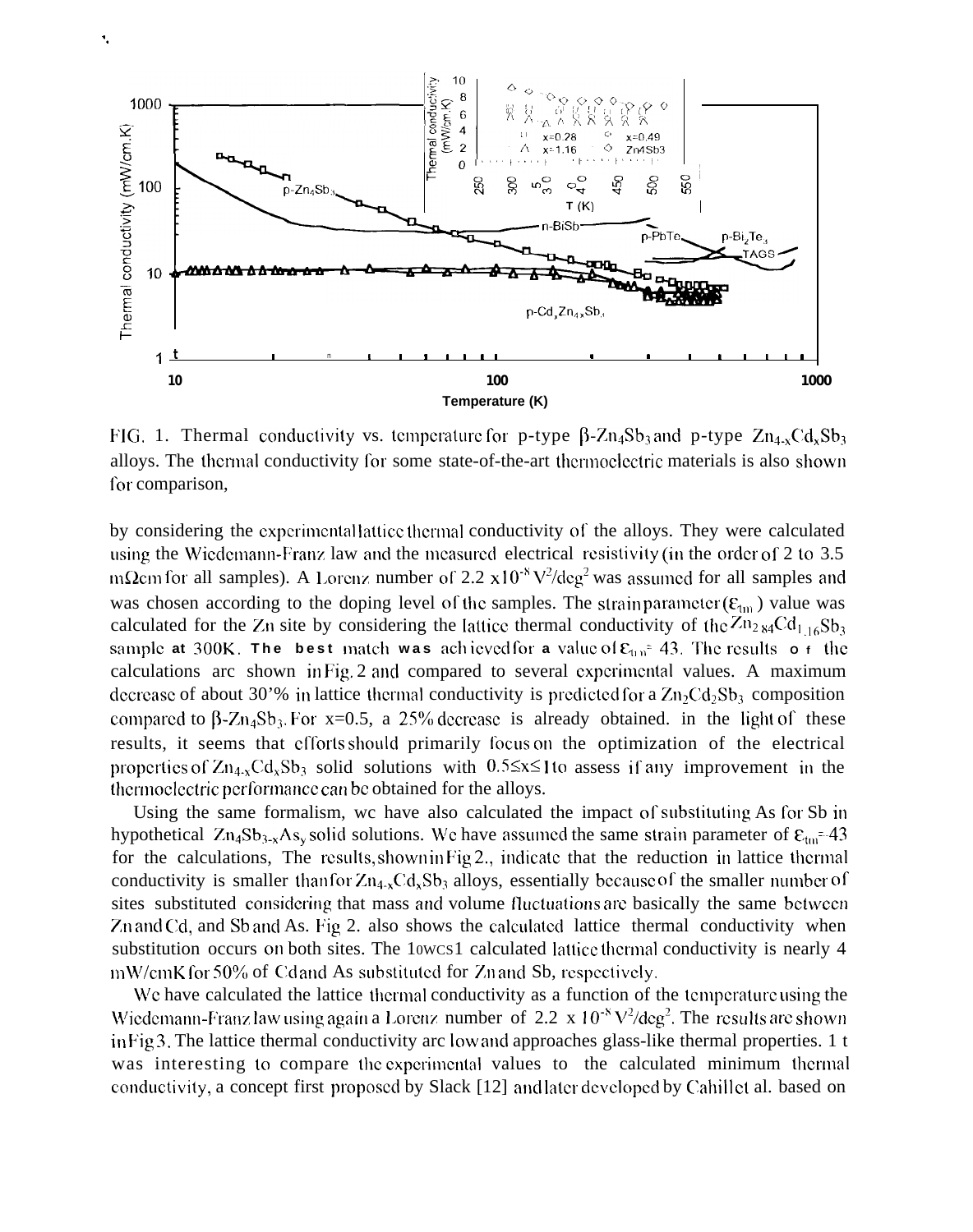FIG. 1. Thermal conductivity vs. temperature for p-type $\beta$-$Zn_4Sb_3$ and p-type $Zn_{4-x}Cd_xSb_3$ alloys. The thermal conductivity for some state-of-the-art thermoelectric materials is also shown for comparison,

by considering the experimental lattice thermal conductivity of the alloys. They were calculated using the Wiedemann-Franz law and the measured electrical resistivity (in the order of 2 to 3.5 m$\Omega$cm for all samples). A Lorenz number of 2.2 $\times 10^{-8}$ $V^2/deg^2$ was assumed for all samples and was chosen according to the doping level of the samples. The strain parameter ($\varepsilon_{tm}$) value was calculated for the Zn site by considering the lattice thermal conductivity of the $Zn_{2.84}Cd_{1.16}Sb_3$ sample at 300K. The best match was achieved for a value of $\varepsilon_{tm}$= 43. The results of the calculations are shown in Fig. 2 and compared to several experimental values. A maximum decrease of about 30% in lattice thermal conductivity is predicted for a $Zn_2Cd_2Sb_3$ composition compared to $\beta$-$Zn_4Sb_3$. For x=0.5, a 25% decrease is already obtained. in the light of these results, it seems that efforts should primarily focus on the optimization of the electrical properties of $Zn_{4-x}Cd_xSb_3$ solid solutions with $0.5 \leq x \leq 1$ to assess if any improvement in the thermoelectric performance can be obtained for the alloys.

Using the same formalism, we have also calculated the impact of substituting As for Sb in hypothetical $Zn_4Sb_{3-x}As_y$ solid solutions. We have assumed the same strain parameter of $\varepsilon_{tm}$=43 for the calculations, The results, shown in Fig 2., indicate that the reduction in lattice thermal conductivity is smaller than for $Zn_{4-x}Cd_xSb_3$ alloys, essentially because of the smaller number of sites substituted considering that mass and volume fluctuations are basically the same between Zn and Cd, and Sb and As. Fig 2. also shows the calculated lattice thermal conductivity when substitution occurs on both sites. The lowest calculated lattice thermal conductivity is nearly 4 mW/cmK for 50% of Cd and As substituted for Zn and Sb, respectively.

We have calculated the lattice thermal conductivity as a function of the temperature using the Wiedemann-Franz law using again a Lorenz number of 2.2 $\times$ $10^{-8}$ $V^2/deg^2$. The results are shown in Fig 3. The lattice thermal conductivity are low and approaches glass-like thermal properties. It was interesting to compare the experimental values to the calculated minimum thermal conductivity, a concept first proposed by Slack [12] and later developed by Cahill et al. based on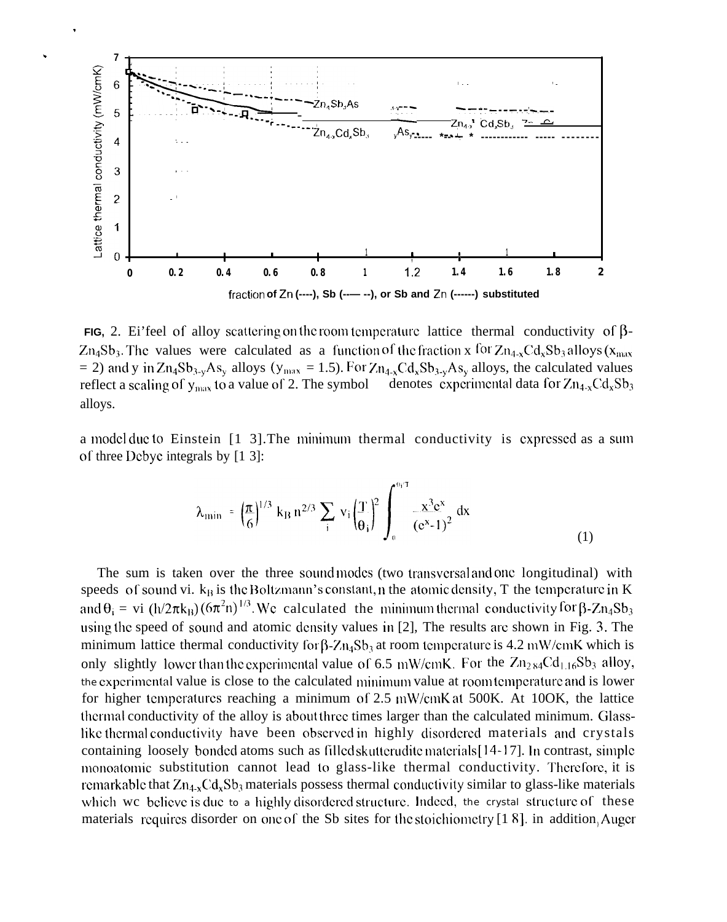FIG, 2. Effect of alloy scattering on the room temperature lattice thermal conductivity of $\beta$-$Zn_4Sb_3$. The values were calculated as a function of the fraction x for $Zn_{4-x}Cd_xSb_3$ alloys ($x_{max}$ = 2) and y in $Zn_4Sb_{3-y}As_y$ alloys ($y_{max}$ = 1.5). For $Zn_{4-x}Cd_xSb_{3-y}As_y$ alloys, the calculated values reflect a scaling of $y_{max}$ to a value of 2. The symbol denotes experimental data for $Zn_{4-x}Cd_xSb_3$ alloys.

a model due to Einstein [13]. The minimum thermal conductivity is expressed as a sum of three Debye integrals by [13]:

$$\lambda_{min} = \left(\frac{\pi}{6}\right)^{1/3} k_B n^{2/3} \sum_i v_i \left(\frac{T}{\theta_i}\right)^2 \int_0^{\theta_i/T} \frac{x^3 e^x}{(e^x-1)^2} dx \tag{1}$$

The sum is taken over the three sound modes (two transversal and one longitudinal) with speeds of sound vi. $k_B$ is the Boltzmann's constant, n the atomic density, T the temperature in K and $\theta_i = v_i\, (h/2\pi k_B)\,(6\pi^2 n)^{1/3}$. We calculated the minimum thermal conductivity for $\beta$-$Zn_4Sb_3$ using the speed of sound and atomic density values in [2], The results are shown in Fig. 3. The minimum lattice thermal conductivity for $\beta$-$Zn_4Sb_3$ at room temperature is 4.2 mW/cmK which is only slightly lower than the experimental value of 6.5 mW/cmK. For the $Zn_{2.84}Cd_{1.16}Sb_3$ alloy, the experimental value is close to the calculated minimum value at room temperature and is lower for higher temperatures reaching a minimum of 2.5 mW/cmK at 500K. At 100K, the lattice thermal conductivity of the alloy is about three times larger than the calculated minimum. Glass-like thermal conductivity have been observed in highly disordered materials and crystals containing loosely bonded atoms such as filled skutterudite materials [14-17]. In contrast, simple monoatomic substitution cannot lead to glass-like thermal conductivity. Therefore, it is remarkable that $Zn_{4-x}Cd_xSb_3$ materials possess thermal conductivity similar to glass-like materials which we believe is due to a highly disordered structure. Indeed, the crystal structure of these materials requires disorder on one of the Sb sites for the stoichiometry [18]. in addition, Auger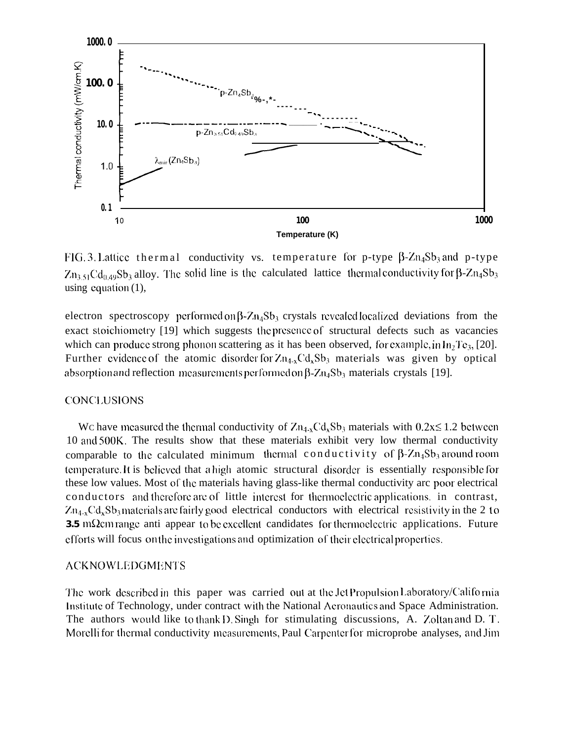Thermal conductivity (mW/cm.K)

1000.0

100.0

10.0

1.0

0.1

10

100

1000

Temperature (K)

p-$Zn_4Sb_3$

p-$Zn_{3.51}Cd_{0.49}Sb_3$

$\lambda_{min}$ ($Zn_4Sb_3$)

FIG. 3. Lattice thermal conductivity vs. temperature for p-type $\beta$-$Zn_4Sb_3$ and p-type $Zn_{3.51}Cd_{0.49}Sb_3$ alloy. The solid line is the calculated lattice thermal conductivity for $\beta$-$Zn_4Sb_3$ using equation (1),

electron spectroscopy performed on $\beta$-$Zn_4Sb_3$ crystals revealed localized deviations from the exact stoichiometry [19] which suggests the presence of structural defects such as vacancies which can produce strong phonon scattering as it has been observed, for example, in $In_2Te_3$, [20]. Further evidence of the atomic disorder for $Zn_{4-x}Cd_xSb_3$ materials was given by optical absorption and reflection measurements performed on $\beta$-$Zn_4Sb_3$ materials crystals [19].

## CONCLUSIONS

We have measured the thermal conductivity of $Zn_{4-x}Cd_xSb_3$ materials with $0.2 x \leq 1.2$ between 10 and 500K. The results show that these materials exhibit very low thermal conductivity comparable to the calculated minimum thermal conductivity of $\beta$-$Zn_4Sb_3$ around room temperature. It is believed that a high atomic structural disorder is essentially responsible for these low values. Most of the materials having glass-like thermal conductivity are poor electrical conductors and therefore are of little interest for thermoelectric applications. in contrast, $Zn_{4-x}Cd_xSb_3$ materials are fairly good electrical conductors with electrical resistivity in the 2 to 3.5 m$\Omega$cm range anti appear to be excellent candidates for thermoelectric applications. Future efforts will focus on the investigations and optimization of their electrical properties.

## ACKNOWLEDGMENTS

The work described in this paper was carried out at the Jet Propulsion Laboratory/California Institute of Technology, under contract with the National Aeronautics and Space Administration. The authors would like to thank D. Singh for stimulating discussions, A. Zoltan and D. T. Morelli for thermal conductivity measurements, Paul Carpenter for microprobe analyses, and Jim